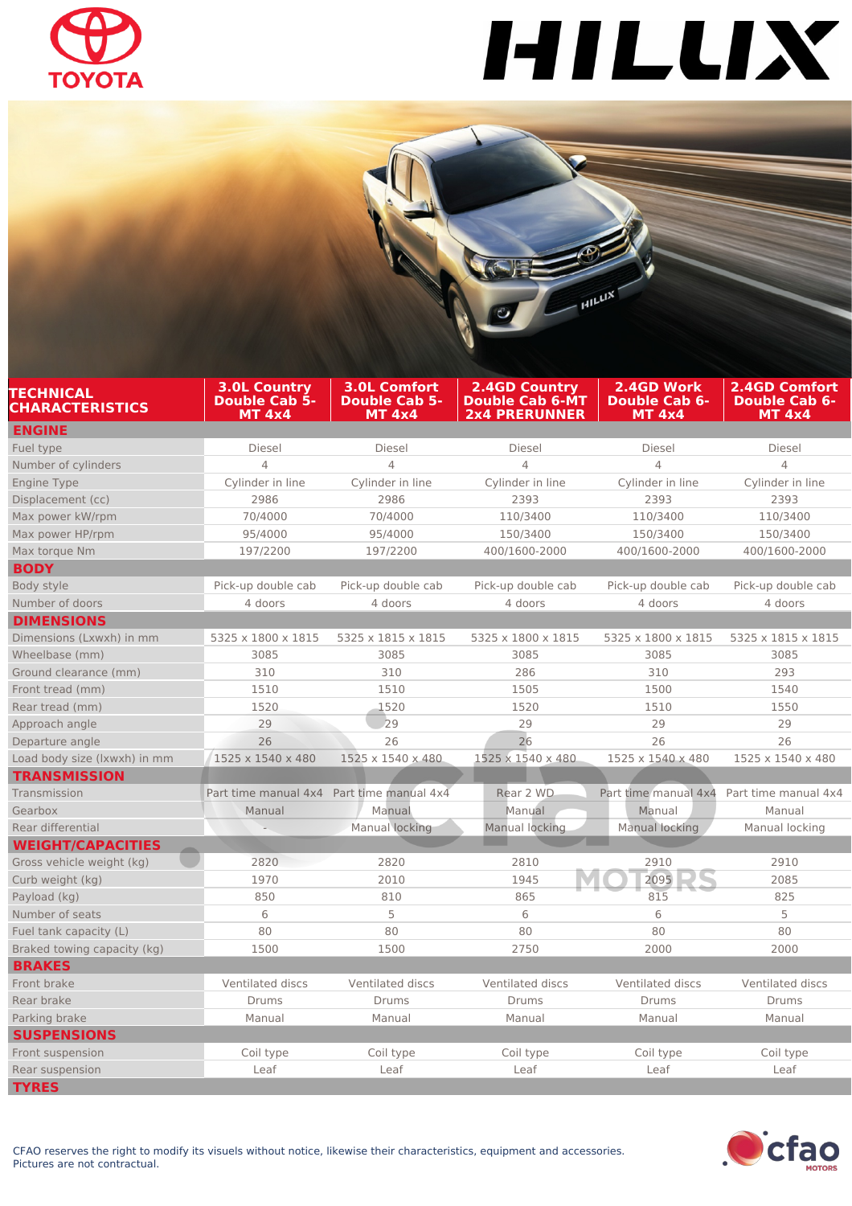# TOYOTA HILUX

| TECHNICAL CHARACTERISTICS | 3.0L Country Double Cab 5-MT 4x4 | 3.0L Comfort Double Cab 5-MT 4x4 | 2.4GD Country Double Cab 6-MT 2x4 PRERUNNER | 2.4GD Work Double Cab 6-MT 4x4 | 2.4GD Comfort Double Cab 6-MT 4x4 |
|---|---|---|---|---|---|
| **ENGINE** | | | | | |
| Fuel type | Diesel | Diesel | Diesel | Diesel | Diesel |
| Number of cylinders | 4 | 4 | 4 | 4 | 4 |
| Engine Type | Cylinder in line | Cylinder in line | Cylinder in line | Cylinder in line | Cylinder in line |
| Displacement (cc) | 2986 | 2986 | 2393 | 2393 | 2393 |
| Max power kW/rpm | 70/4000 | 70/4000 | 110/3400 | 110/3400 | 110/3400 |
| Max power HP/rpm | 95/4000 | 95/4000 | 150/3400 | 150/3400 | 150/3400 |
| Max torque Nm | 197/2200 | 197/2200 | 400/1600-2000 | 400/1600-2000 | 400/1600-2000 |
| **BODY** | | | | | |
| Body style | Pick-up double cab | Pick-up double cab | Pick-up double cab | Pick-up double cab | Pick-up double cab |
| Number of doors | 4 doors | 4 doors | 4 doors | 4 doors | 4 doors |
| **DIMENSIONS** | | | | | |
| Dimensions (Lxwxh) in mm | 5325 x 1800 x 1815 | 5325 x 1815 x 1815 | 5325 x 1800 x 1815 | 5325 x 1800 x 1815 | 5325 x 1815 x 1815 |
| Wheelbase (mm) | 3085 | 3085 | 3085 | 3085 | 3085 |
| Ground clearance (mm) | 310 | 310 | 286 | 310 | 293 |
| Front tread (mm) | 1510 | 1510 | 1505 | 1500 | 1540 |
| Rear tread (mm) | 1520 | 1520 | 1520 | 1510 | 1550 |
| Approach angle | 29 | 29 | 29 | 29 | 29 |
| Departure angle | 26 | 26 | 26 | 26 | 26 |
| Load body size (lxwxh) in mm | 1525 x 1540 x 480 | 1525 x 1540 x 480 | 1525 x 1540 x 480 | 1525 x 1540 x 480 | 1525 x 1540 x 480 |
| **TRANSMISSION** | | | | | |
| Transmission | Part time manual 4x4 | Part time manual 4x4 | Rear 2 WD | Part time manual 4x4 | Part time manual 4x4 |
| Gearbox | Manual | Manual | Manual | Manual | Manual |
| Rear differential | - | Manual locking | Manual locking | Manual locking | Manual locking |
| **WEIGHT/CAPACITIES** | | | | | |
| Gross vehicle weight (kg) | 2820 | 2820 | 2810 | 2910 | 2910 |
| Curb weight (kg) | 1970 | 2010 | 1945 | 2095 | 2085 |
| Payload (kg) | 850 | 810 | 865 | 815 | 825 |
| Number of seats | 6 | 5 | 6 | 6 | 5 |
| Fuel tank capacity (L) | 80 | 80 | 80 | 80 | 80 |
| Braked towing capacity (kg) | 1500 | 1500 | 2750 | 2000 | 2000 |
| **BRAKES** | | | | | |
| Front brake | Ventilated discs | Ventilated discs | Ventilated discs | Ventilated discs | Ventilated discs |
| Rear brake | Drums | Drums | Drums | Drums | Drums |
| Parking brake | Manual | Manual | Manual | Manual | Manual |
| **SUSPENSIONS** | | | | | |
| Front suspension | Coil type | Coil type | Coil type | Coil type | Coil type |
| Rear suspension | Leaf | Leaf | Leaf | Leaf | Leaf |
| **TYRES** | | | | | |

CFAO reserves the right to modify its visuels without notice, likewise their characteristics, equipment and accessories.
Pictures are not contractual.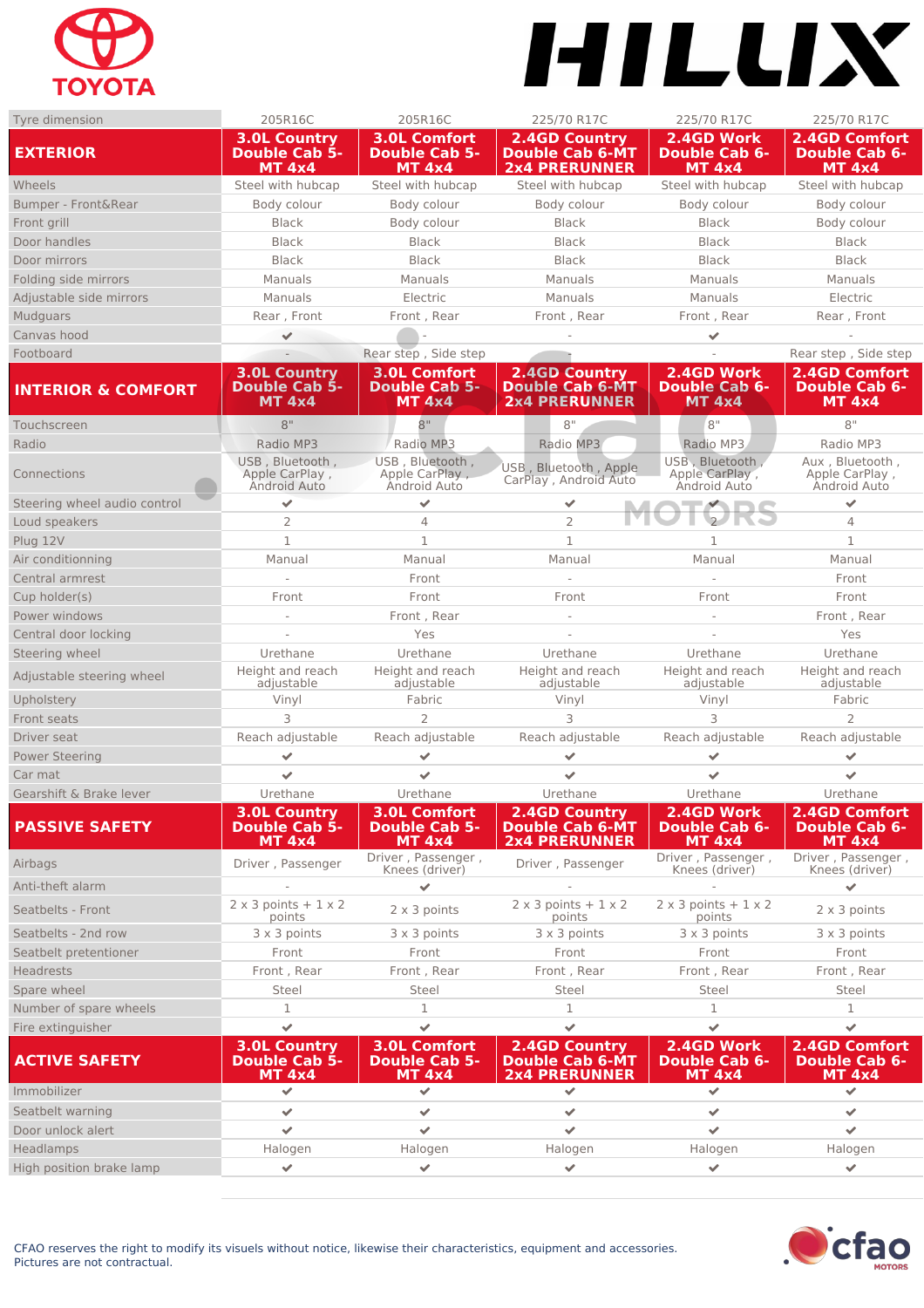# HILUX

| Tyre dimension | 205R16C | 205R16C | 225/70 R17C | 225/70 R17C | 225/70 R17C |
|---|---|---|---|---|---|
| **EXTERIOR** | **3.0L Country Double Cab 5-MT 4x4** | **3.0L Comfort Double Cab 5-MT 4x4** | **2.4GD Country Double Cab 6-MT 2x4 PRERUNNER** | **2.4GD Work Double Cab 6-MT 4x4** | **2.4GD Comfort Double Cab 6-MT 4x4** |
| Wheels | Steel with hubcap | Steel with hubcap | Steel with hubcap | Steel with hubcap | Steel with hubcap |
| Bumper - Front&Rear | Body colour | Body colour | Body colour | Body colour | Body colour |
| Front grill | Black | Body colour | Black | Black | Body colour |
| Door handles | Black | Black | Black | Black | Black |
| Door mirrors | Black | Black | Black | Black | Black |
| Folding side mirrors | Manuals | Manuals | Manuals | Manuals | Manuals |
| Adjustable side mirrors | Manuals | Electric | Manuals | Manuals | Electric |
| Mudguars | Rear , Front | Front , Rear | Front , Rear | Front , Rear | Rear , Front |
| Canvas hood | ✔ | - | - | ✔ | - |
| Footboard | - | Rear step , Side step | - | - | Rear step , Side step |
| **INTERIOR & COMFORT** | **3.0L Country Double Cab 5-MT 4x4** | **3.0L Comfort Double Cab 5-MT 4x4** | **2.4GD Country Double Cab 6-MT 2x4 PRERUNNER** | **2.4GD Work Double Cab 6-MT 4x4** | **2.4GD Comfort Double Cab 6-MT 4x4** |
| Touchscreen | 8" | 8" | 8" | 8" | 8" |
| Radio | Radio MP3 | Radio MP3 | Radio MP3 | Radio MP3 | Radio MP3 |
| Connections | USB , Bluetooth , Apple CarPlay , Android Auto | USB , Bluetooth , Apple CarPlay , Android Auto | USB , Bluetooth , Apple CarPlay , Android Auto | USB , Bluetooth , Apple CarPlay , Android Auto | Aux , Bluetooth , Apple CarPlay , Android Auto |
| Steering wheel audio control | ✔ | ✔ | ✔ | ✔ | ✔ |
| Loud speakers | 2 | 4 | 2 | 2 | 4 |
| Plug 12V | 1 | 1 | 1 | 1 | 1 |
| Air conditionning | Manual | Manual | Manual | Manual | Manual |
| Central armrest | - | Front | - | - | Front |
| Cup holder(s) | Front | Front | Front | Front | Front |
| Power windows | - | Front , Rear | - | - | Front , Rear |
| Central door locking | - | Yes | - | - | Yes |
| Steering wheel | Urethane | Urethane | Urethane | Urethane | Urethane |
| Adjustable steering wheel | Height and reach adjustable | Height and reach adjustable | Height and reach adjustable | Height and reach adjustable | Height and reach adjustable |
| Upholstery | Vinyl | Fabric | Vinyl | Vinyl | Fabric |
| Front seats | 3 | 2 | 3 | 3 | 2 |
| Driver seat | Reach adjustable | Reach adjustable | Reach adjustable | Reach adjustable | Reach adjustable |
| Power Steering | ✔ | ✔ | ✔ | ✔ | ✔ |
| Car mat | ✔ | ✔ | ✔ | ✔ | ✔ |
| Gearshift & Brake lever | Urethane | Urethane | Urethane | Urethane | Urethane |
| **PASSIVE SAFETY** | **3.0L Country Double Cab 5-MT 4x4** | **3.0L Comfort Double Cab 5-MT 4x4** | **2.4GD Country Double Cab 6-MT 2x4 PRERUNNER** | **2.4GD Work Double Cab 6-MT 4x4** | **2.4GD Comfort Double Cab 6-MT 4x4** |
| Airbags | Driver , Passenger | Driver , Passenger , Knees (driver) | Driver , Passenger | Driver , Passenger , Knees (driver) | Driver , Passenger , Knees (driver) |
| Anti-theft alarm | - | ✔ | - | - | ✔ |
| Seatbelts - Front | 2 x 3 points + 1 x 2 points | 2 x 3 points | 2 x 3 points + 1 x 2 points | 2 x 3 points + 1 x 2 points | 2 x 3 points |
| Seatbelts - 2nd row | 3 x 3 points | 3 x 3 points | 3 x 3 points | 3 x 3 points | 3 x 3 points |
| Seatbelt pretentioner | Front | Front | Front | Front | Front |
| Headrests | Front , Rear | Front , Rear | Front , Rear | Front , Rear | Front , Rear |
| Spare wheel | Steel | Steel | Steel | Steel | Steel |
| Number of spare wheels | 1 | 1 | 1 | 1 | 1 |
| Fire extinguisher | ✔ | ✔ | ✔ | ✔ | ✔ |
| **ACTIVE SAFETY** | **3.0L Country Double Cab 5-MT 4x4** | **3.0L Comfort Double Cab 5-MT 4x4** | **2.4GD Country Double Cab 6-MT 2x4 PRERUNNER** | **2.4GD Work Double Cab 6-MT 4x4** | **2.4GD Comfort Double Cab 6-MT 4x4** |
| Immobilizer | ✔ | ✔ | ✔ | ✔ | ✔ |
| Seatbelt warning | ✔ | ✔ | ✔ | ✔ | ✔ |
| Door unlock alert | ✔ | ✔ | ✔ | ✔ | ✔ |
| Headlamps | Halogen | Halogen | Halogen | Halogen | Halogen |
| High position brake lamp | ✔ | ✔ | ✔ | ✔ | ✔ |

CFAO reserves the right to modify its visuals without notice, likewise their characteristics, equipment and accessories.
Pictures are not contractual.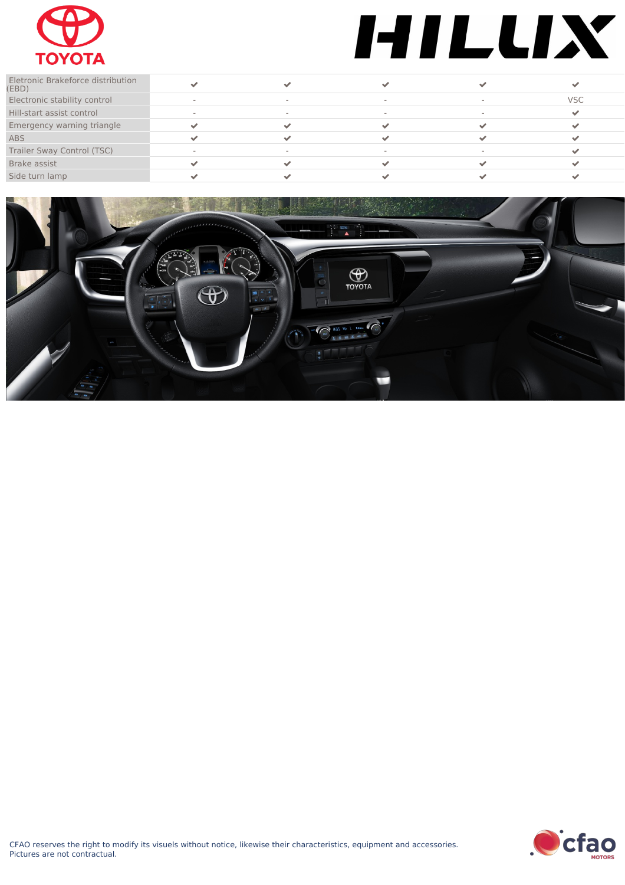| | | | | | |
|---|---|---|---|---|---|
| Eletronic Brakeforce distribution (EBD) | ✔ | ✔ | ✔ | ✔ | ✔ |
| Electronic stability control | - | - | - | - | VSC |
| Hill-start assist control | - | - | - | - | ✔ |
| Emergency warning triangle | ✔ | ✔ | ✔ | ✔ | ✔ |
| ABS | ✔ | ✔ | ✔ | ✔ | ✔ |
| Trailer Sway Control (TSC) | - | - | - | - | ✔ |
| Brake assist | ✔ | ✔ | ✔ | ✔ | ✔ |
| Side turn lamp | ✔ | ✔ | ✔ | ✔ | ✔ |

CFAO reserves the right to modify its visuels without notice, likewise their characteristics, equipment and accessories.
Pictures are not contractual.